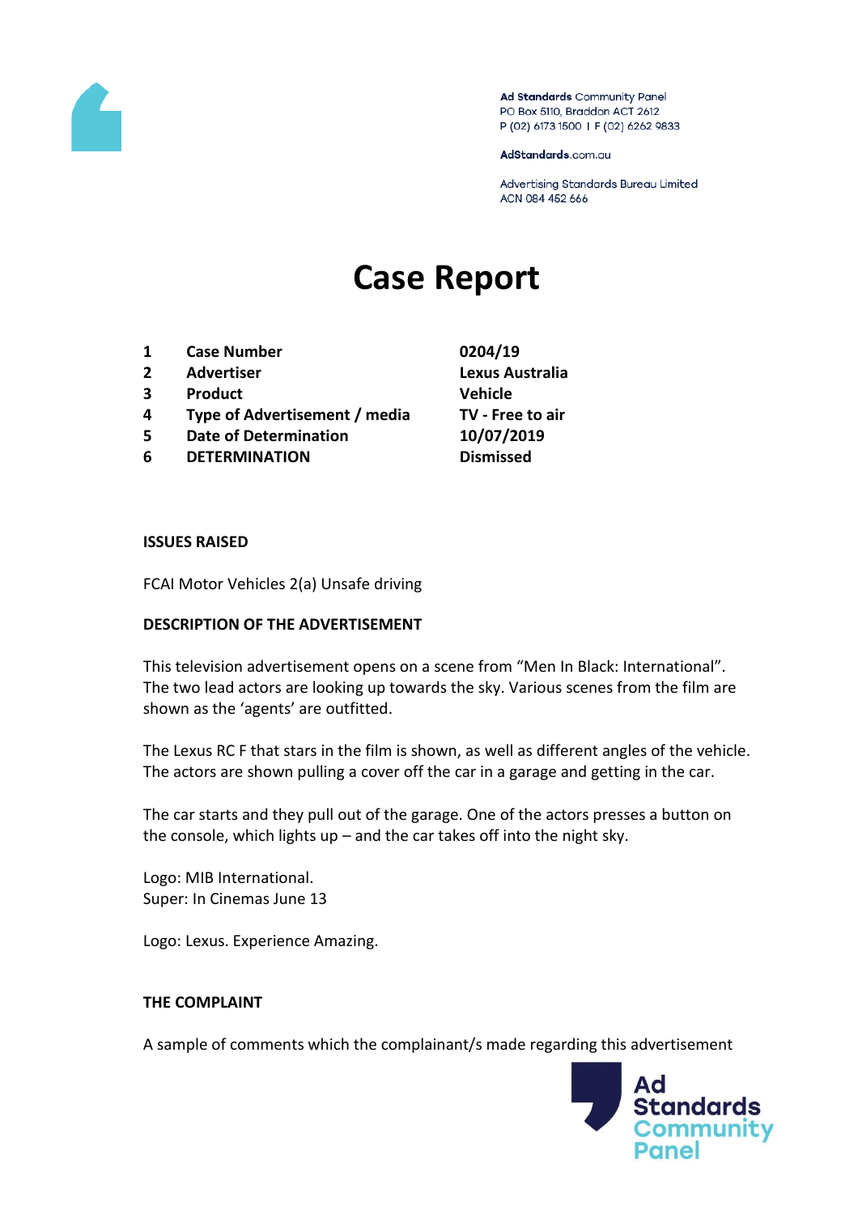Ad Standards Community Panel
PO Box 5110, Braddon ACT 2612
P (02) 6173 1500 | F (02) 6262 9833

AdStandards.com.au

Advertising Standards Bureau Limited
ACN 084 452 666

# Case Report

| | | |
|---|---|---|
| 1 | **Case Number** | **0204/19** |
| 2 | **Advertiser** | **Lexus Australia** |
| 3 | **Product** | **Vehicle** |
| 4 | **Type of Advertisement / media** | **TV - Free to air** |
| 5 | **Date of Determination** | **10/07/2019** |
| 6 | **DETERMINATION** | **Dismissed** |

**ISSUES RAISED**

FCAI Motor Vehicles 2(a) Unsafe driving

**DESCRIPTION OF THE ADVERTISEMENT**

This television advertisement opens on a scene from "Men In Black: International". The two lead actors are looking up towards the sky. Various scenes from the film are shown as the 'agents' are outfitted.

The Lexus RC F that stars in the film is shown, as well as different angles of the vehicle. The actors are shown pulling a cover off the car in a garage and getting in the car.

The car starts and they pull out of the garage. One of the actors presses a button on the console, which lights up – and the car takes off into the night sky.

Logo: MIB International.
Super: In Cinemas June 13

Logo: Lexus. Experience Amazing.

**THE COMPLAINT**

A sample of comments which the complainant/s made regarding this advertisement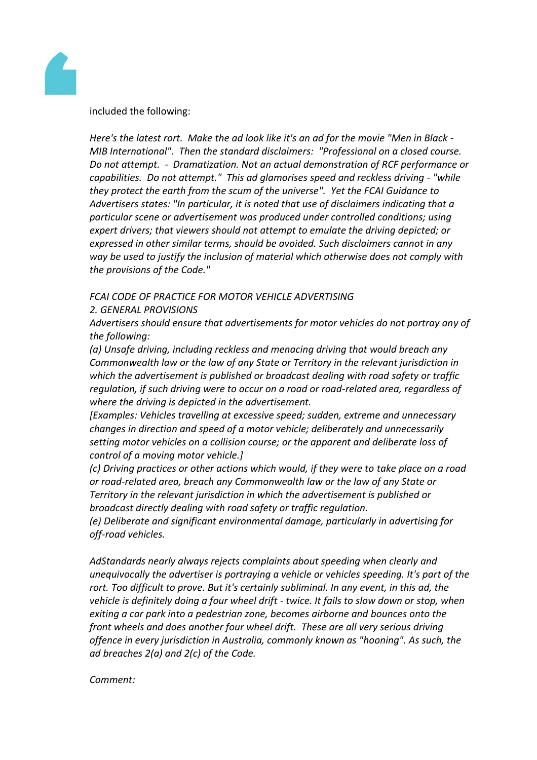included the following:

*Here's the latest rort. Make the ad look like it's an ad for the movie "Men in Black - MIB International". Then the standard disclaimers: "Professional on a closed course. Do not attempt. - Dramatization. Not an actual demonstration of RCF performance or capabilities. Do not attempt." This ad glamorises speed and reckless driving - "while they protect the earth from the scum of the universe". Yet the FCAI Guidance to Advertisers states: "In particular, it is noted that use of disclaimers indicating that a particular scene or advertisement was produced under controlled conditions; using expert drivers; that viewers should not attempt to emulate the driving depicted; or expressed in other similar terms, should be avoided. Such disclaimers cannot in any way be used to justify the inclusion of material which otherwise does not comply with the provisions of the Code."*

*FCAI CODE OF PRACTICE FOR MOTOR VEHICLE ADVERTISING*
*2. GENERAL PROVISIONS*
*Advertisers should ensure that advertisements for motor vehicles do not portray any of the following:*
*(a) Unsafe driving, including reckless and menacing driving that would breach any Commonwealth law or the law of any State or Territory in the relevant jurisdiction in which the advertisement is published or broadcast dealing with road safety or traffic regulation, if such driving were to occur on a road or road-related area, regardless of where the driving is depicted in the advertisement.*
*[Examples: Vehicles travelling at excessive speed; sudden, extreme and unnecessary changes in direction and speed of a motor vehicle; deliberately and unnecessarily setting motor vehicles on a collision course; or the apparent and deliberate loss of control of a moving motor vehicle.]*
*(c) Driving practices or other actions which would, if they were to take place on a road or road-related area, breach any Commonwealth law or the law of any State or Territory in the relevant jurisdiction in which the advertisement is published or broadcast directly dealing with road safety or traffic regulation.*
*(e) Deliberate and significant environmental damage, particularly in advertising for off-road vehicles.*

*AdStandards nearly always rejects complaints about speeding when clearly and unequivocally the advertiser is portraying a vehicle or vehicles speeding. It's part of the rort. Too difficult to prove. But it's certainly subliminal. In any event, in this ad, the vehicle is definitely doing a four wheel drift - twice. It fails to slow down or stop, when exiting a car park into a pedestrian zone, becomes airborne and bounces onto the front wheels and does another four wheel drift. These are all very serious driving offence in every jurisdiction in Australia, commonly known as "hooning". As such, the ad breaches 2(a) and 2(c) of the Code.*

*Comment:*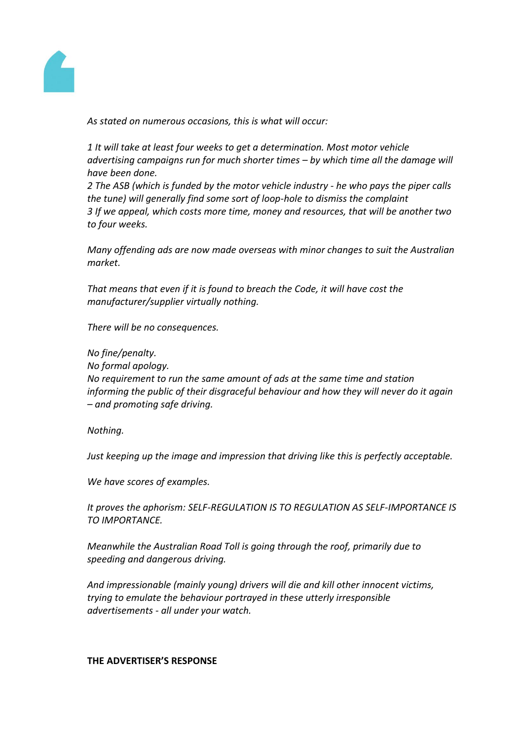*As stated on numerous occasions, this is what will occur:*

*1 It will take at least four weeks to get a determination. Most motor vehicle advertising campaigns run for much shorter times – by which time all the damage will have been done.*
*2 The ASB (which is funded by the motor vehicle industry - he who pays the piper calls the tune) will generally find some sort of loop-hole to dismiss the complaint*
*3 If we appeal, which costs more time, money and resources, that will be another two to four weeks.*

*Many offending ads are now made overseas with minor changes to suit the Australian market.*

*That means that even if it is found to breach the Code, it will have cost the manufacturer/supplier virtually nothing.*

*There will be no consequences.*

*No fine/penalty.*
*No formal apology.*
*No requirement to run the same amount of ads at the same time and station informing the public of their disgraceful behaviour and how they will never do it again – and promoting safe driving.*

*Nothing.*

*Just keeping up the image and impression that driving like this is perfectly acceptable.*

*We have scores of examples.*

*It proves the aphorism: SELF-REGULATION IS TO REGULATION AS SELF-IMPORTANCE IS TO IMPORTANCE.*

*Meanwhile the Australian Road Toll is going through the roof, primarily due to speeding and dangerous driving.*

*And impressionable (mainly young) drivers will die and kill other innocent victims, trying to emulate the behaviour portrayed in these utterly irresponsible advertisements - all under your watch.*

**THE ADVERTISER'S RESPONSE**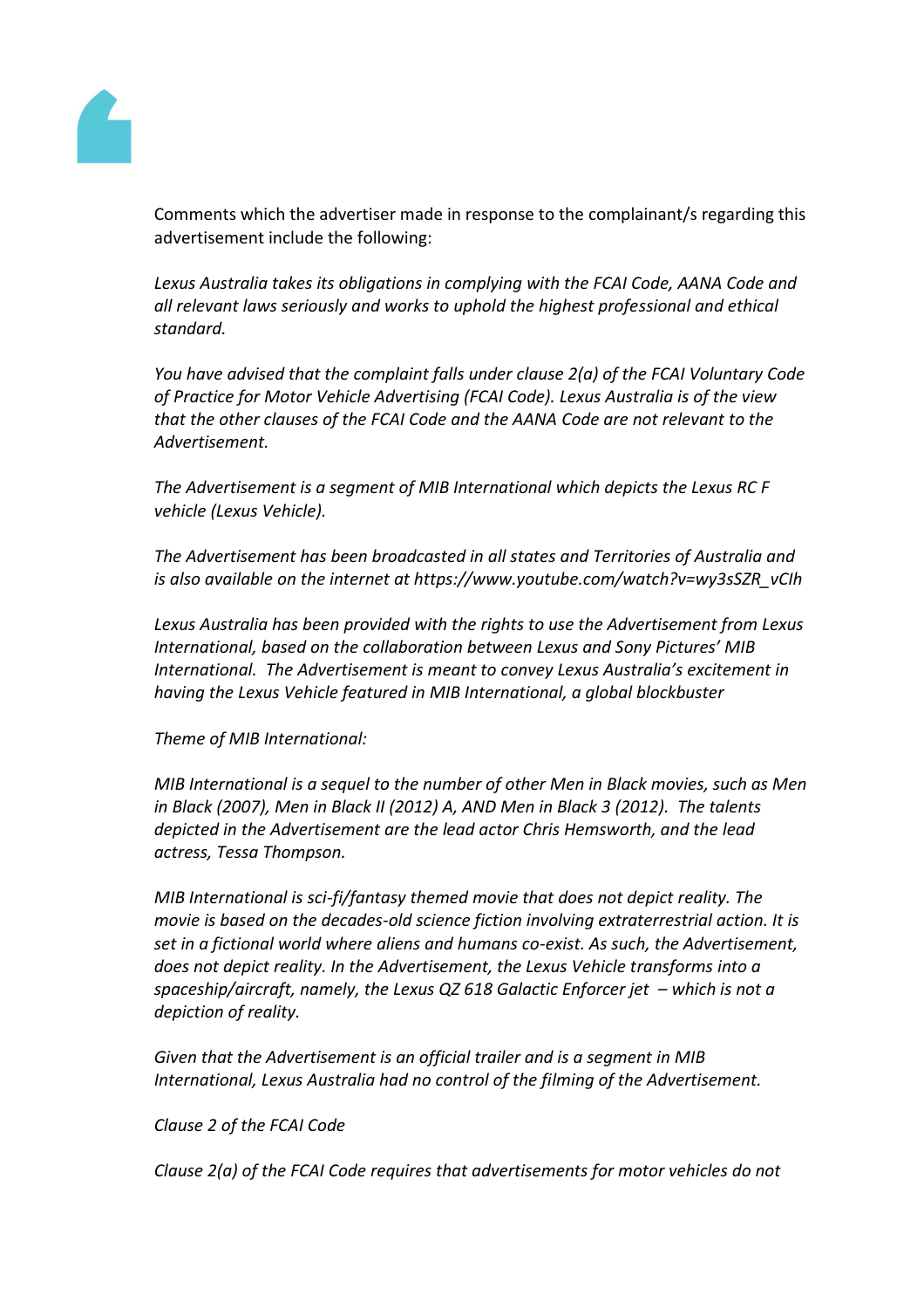Comments which the advertiser made in response to the complainant/s regarding this advertisement include the following:

*Lexus Australia takes its obligations in complying with the FCAI Code, AANA Code and all relevant laws seriously and works to uphold the highest professional and ethical standard.*

*You have advised that the complaint falls under clause 2(a) of the FCAI Voluntary Code of Practice for Motor Vehicle Advertising (FCAI Code). Lexus Australia is of the view that the other clauses of the FCAI Code and the AANA Code are not relevant to the Advertisement.*

*The Advertisement is a segment of MIB International which depicts the Lexus RC F vehicle (Lexus Vehicle).*

*The Advertisement has been broadcasted in all states and Territories of Australia and is also available on the internet at https://www.youtube.com/watch?v=wy3sSZR_vClh*

*Lexus Australia has been provided with the rights to use the Advertisement from Lexus International, based on the collaboration between Lexus and Sony Pictures' MIB International. The Advertisement is meant to convey Lexus Australia's excitement in having the Lexus Vehicle featured in MIB International, a global blockbuster*

*Theme of MIB International:*

*MIB International is a sequel to the number of other Men in Black movies, such as Men in Black (2007), Men in Black II (2012) A, AND Men in Black 3 (2012). The talents depicted in the Advertisement are the lead actor Chris Hemsworth, and the lead actress, Tessa Thompson.*

*MIB International is sci-fi/fantasy themed movie that does not depict reality. The movie is based on the decades-old science fiction involving extraterrestrial action. It is set in a fictional world where aliens and humans co-exist. As such, the Advertisement, does not depict reality. In the Advertisement, the Lexus Vehicle transforms into a spaceship/aircraft, namely, the Lexus QZ 618 Galactic Enforcer jet – which is not a depiction of reality.*

*Given that the Advertisement is an official trailer and is a segment in MIB International, Lexus Australia had no control of the filming of the Advertisement.*

*Clause 2 of the FCAI Code*

*Clause 2(a) of the FCAI Code requires that advertisements for motor vehicles do not*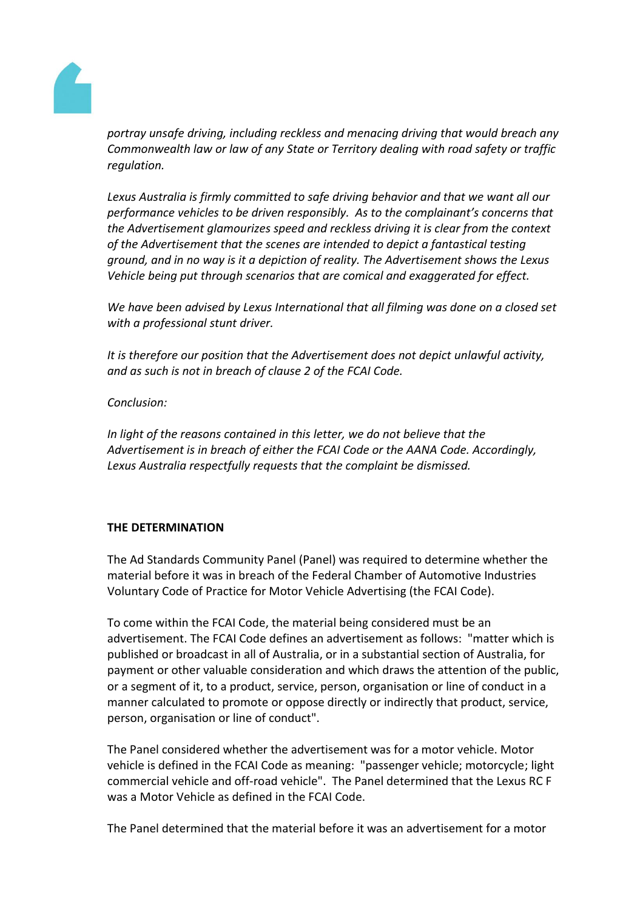*portray unsafe driving, including reckless and menacing driving that would breach any Commonwealth law or law of any State or Territory dealing with road safety or traffic regulation.*

*Lexus Australia is firmly committed to safe driving behavior and that we want all our performance vehicles to be driven responsibly. As to the complainant's concerns that the Advertisement glamourizes speed and reckless driving it is clear from the context of the Advertisement that the scenes are intended to depict a fantastical testing ground, and in no way is it a depiction of reality. The Advertisement shows the Lexus Vehicle being put through scenarios that are comical and exaggerated for effect.*

*We have been advised by Lexus International that all filming was done on a closed set with a professional stunt driver.*

*It is therefore our position that the Advertisement does not depict unlawful activity, and as such is not in breach of clause 2 of the FCAI Code.*

*Conclusion:*

*In light of the reasons contained in this letter, we do not believe that the Advertisement is in breach of either the FCAI Code or the AANA Code. Accordingly, Lexus Australia respectfully requests that the complaint be dismissed.*

**THE DETERMINATION**

The Ad Standards Community Panel (Panel) was required to determine whether the material before it was in breach of the Federal Chamber of Automotive Industries Voluntary Code of Practice for Motor Vehicle Advertising (the FCAI Code).

To come within the FCAI Code, the material being considered must be an advertisement. The FCAI Code defines an advertisement as follows: "matter which is published or broadcast in all of Australia, or in a substantial section of Australia, for payment or other valuable consideration and which draws the attention of the public, or a segment of it, to a product, service, person, organisation or line of conduct in a manner calculated to promote or oppose directly or indirectly that product, service, person, organisation or line of conduct".

The Panel considered whether the advertisement was for a motor vehicle. Motor vehicle is defined in the FCAI Code as meaning: "passenger vehicle; motorcycle; light commercial vehicle and off-road vehicle". The Panel determined that the Lexus RC F was a Motor Vehicle as defined in the FCAI Code.

The Panel determined that the material before it was an advertisement for a motor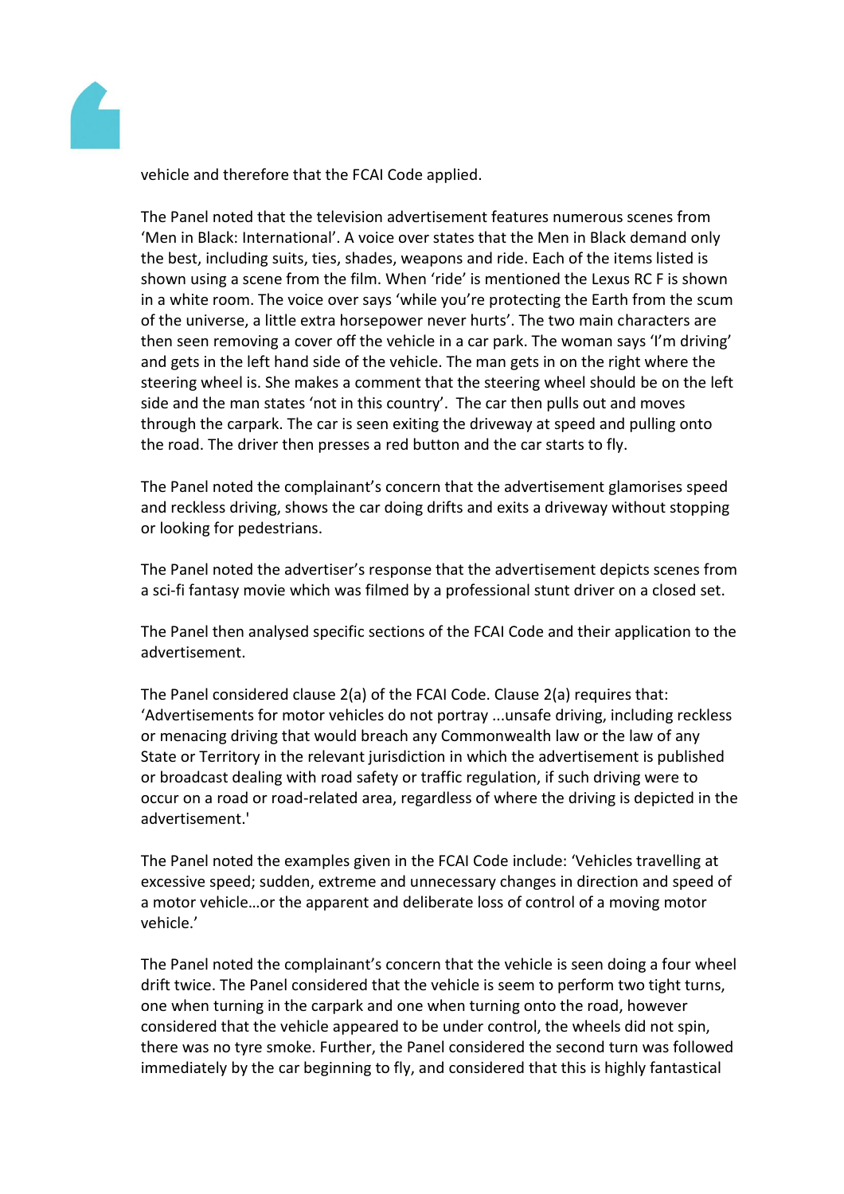vehicle and therefore that the FCAI Code applied.

The Panel noted that the television advertisement features numerous scenes from ‘Men in Black: International’. A voice over states that the Men in Black demand only the best, including suits, ties, shades, weapons and ride. Each of the items listed is shown using a scene from the film. When ‘ride’ is mentioned the Lexus RC F is shown in a white room. The voice over says ‘while you’re protecting the Earth from the scum of the universe, a little extra horsepower never hurts’. The two main characters are then seen removing a cover off the vehicle in a car park. The woman says ‘I’m driving’ and gets in the left hand side of the vehicle. The man gets in on the right where the steering wheel is. She makes a comment that the steering wheel should be on the left side and the man states ‘not in this country’. The car then pulls out and moves through the carpark. The car is seen exiting the driveway at speed and pulling onto the road. The driver then presses a red button and the car starts to fly.

The Panel noted the complainant’s concern that the advertisement glamorises speed and reckless driving, shows the car doing drifts and exits a driveway without stopping or looking for pedestrians.

The Panel noted the advertiser’s response that the advertisement depicts scenes from a sci-fi fantasy movie which was filmed by a professional stunt driver on a closed set.

The Panel then analysed specific sections of the FCAI Code and their application to the advertisement.

The Panel considered clause 2(a) of the FCAI Code. Clause 2(a) requires that: ‘Advertisements for motor vehicles do not portray ...unsafe driving, including reckless or menacing driving that would breach any Commonwealth law or the law of any State or Territory in the relevant jurisdiction in which the advertisement is published or broadcast dealing with road safety or traffic regulation, if such driving were to occur on a road or road-related area, regardless of where the driving is depicted in the advertisement.'

The Panel noted the examples given in the FCAI Code include: ‘Vehicles travelling at excessive speed; sudden, extreme and unnecessary changes in direction and speed of a motor vehicle…or the apparent and deliberate loss of control of a moving motor vehicle.’

The Panel noted the complainant’s concern that the vehicle is seen doing a four wheel drift twice. The Panel considered that the vehicle is seem to perform two tight turns, one when turning in the carpark and one when turning onto the road, however considered that the vehicle appeared to be under control, the wheels did not spin, there was no tyre smoke. Further, the Panel considered the second turn was followed immediately by the car beginning to fly, and considered that this is highly fantastical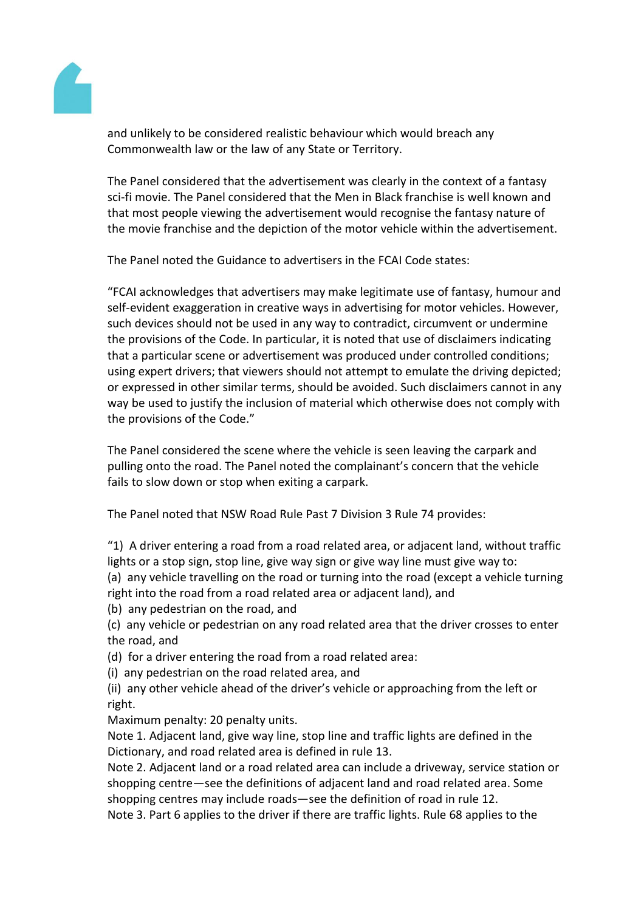and unlikely to be considered realistic behaviour which would breach any Commonwealth law or the law of any State or Territory.

The Panel considered that the advertisement was clearly in the context of a fantasy sci-fi movie. The Panel considered that the Men in Black franchise is well known and that most people viewing the advertisement would recognise the fantasy nature of the movie franchise and the depiction of the motor vehicle within the advertisement.

The Panel noted the Guidance to advertisers in the FCAI Code states:

"FCAI acknowledges that advertisers may make legitimate use of fantasy, humour and self-evident exaggeration in creative ways in advertising for motor vehicles. However, such devices should not be used in any way to contradict, circumvent or undermine the provisions of the Code. In particular, it is noted that use of disclaimers indicating that a particular scene or advertisement was produced under controlled conditions; using expert drivers; that viewers should not attempt to emulate the driving depicted; or expressed in other similar terms, should be avoided. Such disclaimers cannot in any way be used to justify the inclusion of material which otherwise does not comply with the provisions of the Code."

The Panel considered the scene where the vehicle is seen leaving the carpark and pulling onto the road. The Panel noted the complainant's concern that the vehicle fails to slow down or stop when exiting a carpark.

The Panel noted that NSW Road Rule Past 7 Division 3 Rule 74 provides:

"1) A driver entering a road from a road related area, or adjacent land, without traffic lights or a stop sign, stop line, give way sign or give way line must give way to:
(a) any vehicle travelling on the road or turning into the road (except a vehicle turning right into the road from a road related area or adjacent land), and
(b) any pedestrian on the road, and
(c) any vehicle or pedestrian on any road related area that the driver crosses to enter the road, and
(d) for a driver entering the road from a road related area:
(i) any pedestrian on the road related area, and
(ii) any other vehicle ahead of the driver's vehicle or approaching from the left or right.
Maximum penalty: 20 penalty units.
Note 1. Adjacent land, give way line, stop line and traffic lights are defined in the Dictionary, and road related area is defined in rule 13.
Note 2. Adjacent land or a road related area can include a driveway, service station or shopping centre—see the definitions of adjacent land and road related area. Some shopping centres may include roads—see the definition of road in rule 12.
Note 3. Part 6 applies to the driver if there are traffic lights. Rule 68 applies to the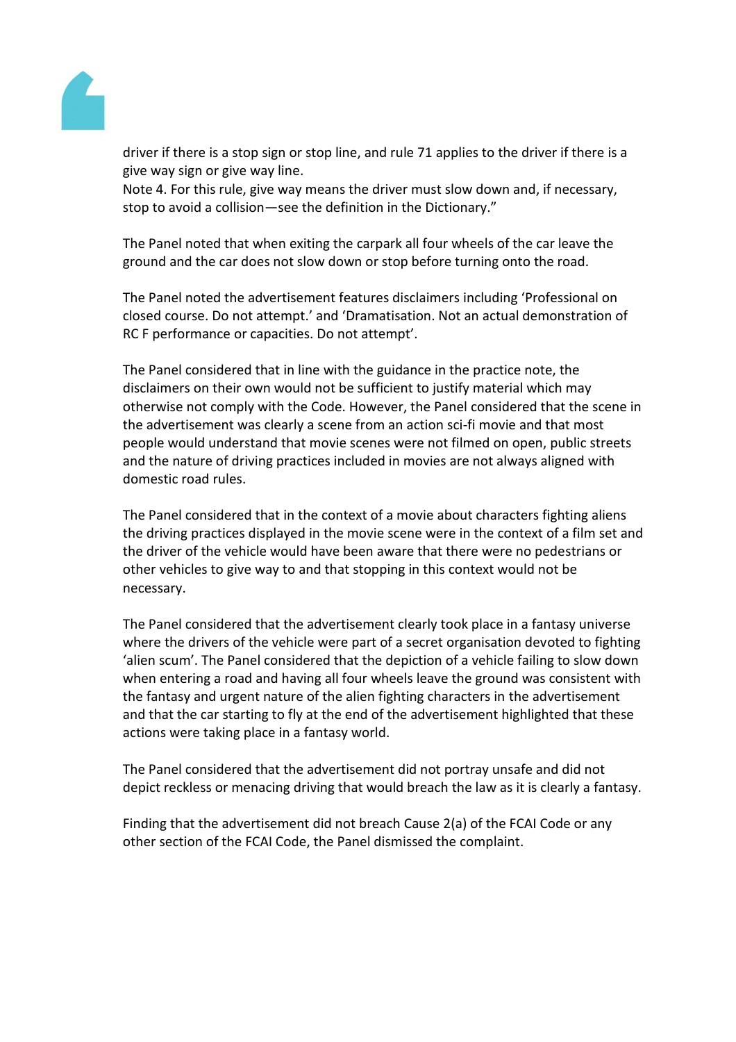driver if there is a stop sign or stop line, and rule 71 applies to the driver if there is a give way sign or give way line.
Note 4. For this rule, give way means the driver must slow down and, if necessary, stop to avoid a collision—see the definition in the Dictionary."

The Panel noted that when exiting the carpark all four wheels of the car leave the ground and the car does not slow down or stop before turning onto the road.

The Panel noted the advertisement features disclaimers including 'Professional on closed course. Do not attempt.' and 'Dramatisation. Not an actual demonstration of RC F performance or capacities. Do not attempt'.

The Panel considered that in line with the guidance in the practice note, the disclaimers on their own would not be sufficient to justify material which may otherwise not comply with the Code. However, the Panel considered that the scene in the advertisement was clearly a scene from an action sci-fi movie and that most people would understand that movie scenes were not filmed on open, public streets and the nature of driving practices included in movies are not always aligned with domestic road rules.

The Panel considered that in the context of a movie about characters fighting aliens the driving practices displayed in the movie scene were in the context of a film set and the driver of the vehicle would have been aware that there were no pedestrians or other vehicles to give way to and that stopping in this context would not be necessary.

The Panel considered that the advertisement clearly took place in a fantasy universe where the drivers of the vehicle were part of a secret organisation devoted to fighting 'alien scum'. The Panel considered that the depiction of a vehicle failing to slow down when entering a road and having all four wheels leave the ground was consistent with the fantasy and urgent nature of the alien fighting characters in the advertisement and that the car starting to fly at the end of the advertisement highlighted that these actions were taking place in a fantasy world.

The Panel considered that the advertisement did not portray unsafe and did not depict reckless or menacing driving that would breach the law as it is clearly a fantasy.

Finding that the advertisement did not breach Cause 2(a) of the FCAI Code or any other section of the FCAI Code, the Panel dismissed the complaint.